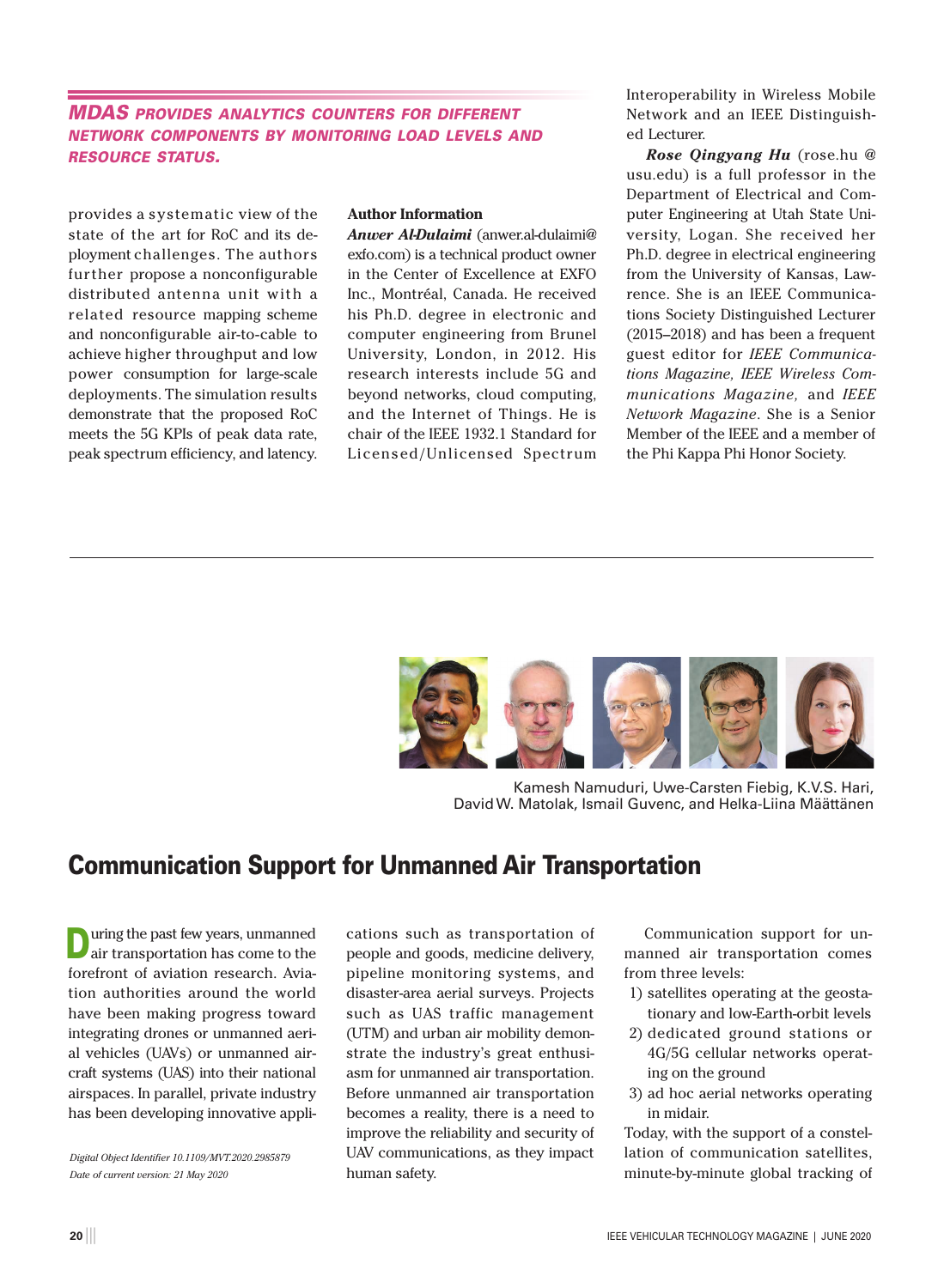*MDAS PROVIDES ANALYTICS COUNTERS FOR DIFFERENT NETWORK COMPONENTS BY MONITORING LOAD LEVELS AND RESOURCE STATUS.*

provides a systematic view of the state of the art for RoC and its deployment challenges. The authors further propose a nonconfigurable distributed antenna unit with a related resource mapping scheme and nonconfigurable air-to-cable to achieve higher throughput and low power consumption for large-scale deployments. The simulation results demonstrate that the proposed RoC meets the 5G KPIs of peak data rate, peak spectrum efficiency, and latency.

**Author Information**

***Anwer Al-Dulaimi*** (anwer.al-dulaimi@exfo.com) is a technical product owner in the Center of Excellence at EXFO Inc., Montréal, Canada. He received his Ph.D. degree in electronic and computer engineering from Brunel University, London, in 2012. His research interests include 5G and beyond networks, cloud computing, and the Internet of Things. He is chair of the IEEE 1932.1 Standard for Licensed/Unlicensed Spectrum Interoperability in Wireless Mobile Network and an IEEE Distinguished Lecturer.

***Rose Qingyang Hu*** (rose.hu@usu.edu) is a full professor in the Department of Electrical and Computer Engineering at Utah State University, Logan. She received her Ph.D. degree in electrical engineering from the University of Kansas, Lawrence. She is an IEEE Communications Society Distinguished Lecturer (2015–2018) and has been a frequent guest editor for *IEEE Communications Magazine, IEEE Wireless Communications Magazine,* and *IEEE Network Magazine*. She is a Senior Member of the IEEE and a member of the Phi Kappa Phi Honor Society.

Kamesh Namuduri, Uwe-Carsten Fiebig, K.V.S. Hari, David W. Matolak, Ismail Guvenc, and Helka-Liina Määttänen

# Communication Support for Unmanned Air Transportation

During the past few years, unmanned air transportation has come to the forefront of aviation research. Aviation authorities around the world have been making progress toward integrating drones or unmanned aerial vehicles (UAVs) or unmanned aircraft systems (UAS) into their national airspaces. In parallel, private industry has been developing innovative applications such as transportation of people and goods, medicine delivery, pipeline monitoring systems, and disaster-area aerial surveys. Projects such as UAS traffic management (UTM) and urban air mobility demonstrate the industry's great enthusiasm for unmanned air transportation. Before unmanned air transportation becomes a reality, there is a need to improve the reliability and security of UAV communications, as they impact human safety.

Communication support for unmanned air transportation comes from three levels:

1) satellites operating at the geostationary and low-Earth-orbit levels
2) dedicated ground stations or 4G/5G cellular networks operating on the ground
3) ad hoc aerial networks operating in midair.

Today, with the support of a constellation of communication satellites, minute-by-minute global tracking of

*Digital Object Identifier 10.1109/MVT.2020.2985879*
*Date of current version: 21 May 2020*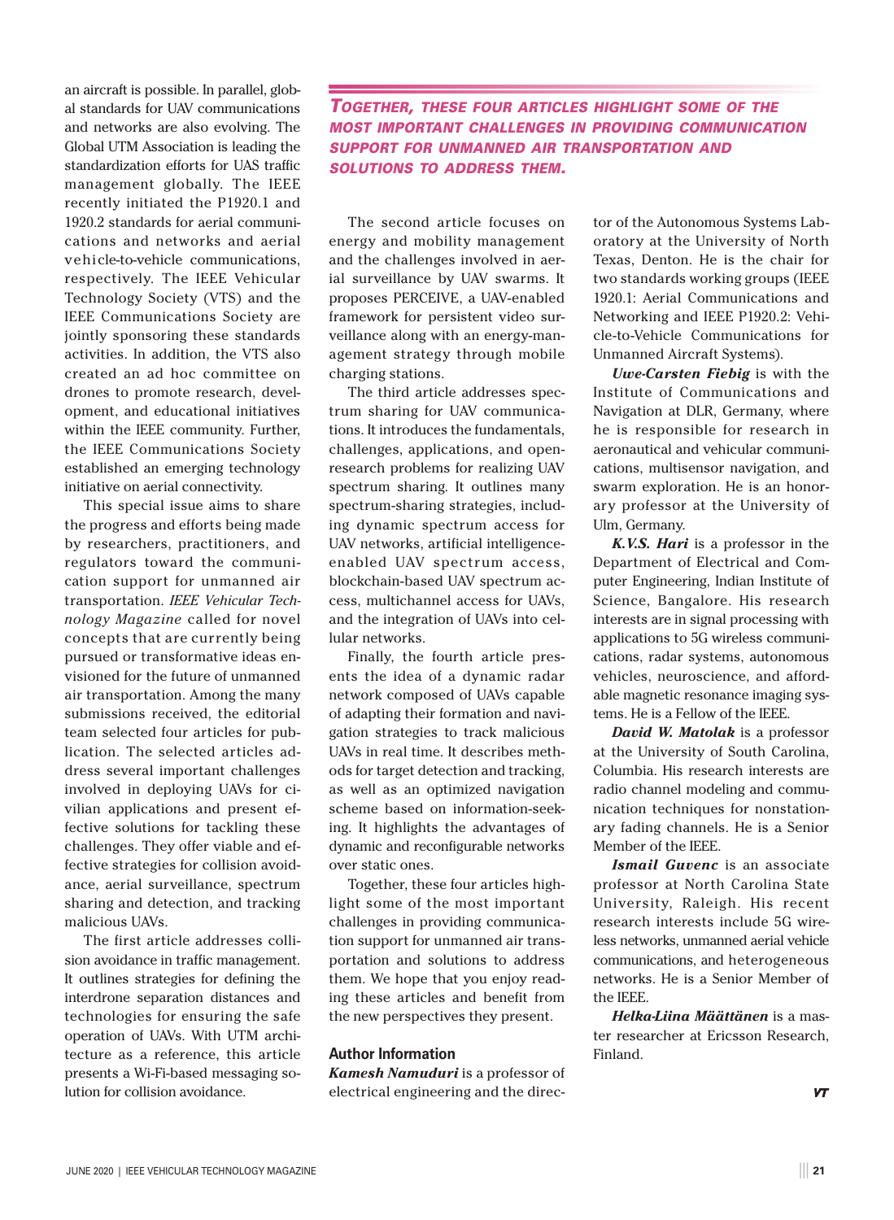an aircraft is possible. In parallel, global standards for UAV communications and networks are also evolving. The Global UTM Association is leading the standardization efforts for UAS traffic management globally. The IEEE recently initiated the P1920.1 and 1920.2 standards for aerial communications and networks and aerial vehicle-to-vehicle communications, respectively. The IEEE Vehicular Technology Society (VTS) and the IEEE Communications Society are jointly sponsoring these standards activities. In addition, the VTS also created an ad hoc committee on drones to promote research, development, and educational initiatives within the IEEE community. Further, the IEEE Communications Society established an emerging technology initiative on aerial connectivity.

This special issue aims to share the progress and efforts being made by researchers, practitioners, and regulators toward the communication support for unmanned air transportation. *IEEE Vehicular Technology Magazine* called for novel concepts that are currently being pursued or transformative ideas envisioned for the future of unmanned air transportation. Among the many submissions received, the editorial team selected four articles for publication. The selected articles address several important challenges involved in deploying UAVs for civilian applications and present effective solutions for tackling these challenges. They offer viable and effective strategies for collision avoidance, aerial surveillance, spectrum sharing and detection, and tracking malicious UAVs.

The first article addresses collision avoidance in traffic management. It outlines strategies for defining the interdrone separation distances and technologies for ensuring the safe operation of UAVs. With UTM architecture as a reference, this article presents a Wi-Fi-based messaging solution for collision avoidance.

***Together, these four articles highlight some of the most important challenges in providing communication support for unmanned air transportation and solutions to address them.***

The second article focuses on energy and mobility management and the challenges involved in aerial surveillance by UAV swarms. It proposes PERCEIVE, a UAV-enabled framework for persistent video surveillance along with an energy-management strategy through mobile charging stations.

The third article addresses spectrum sharing for UAV communications. It introduces the fundamentals, challenges, applications, and open-research problems for realizing UAV spectrum sharing. It outlines many spectrum-sharing strategies, including dynamic spectrum access for UAV networks, artificial intelligence-enabled UAV spectrum access, blockchain-based UAV spectrum access, multichannel access for UAVs, and the integration of UAVs into cellular networks.

Finally, the fourth article presents the idea of a dynamic radar network composed of UAVs capable of adapting their formation and navigation strategies to track malicious UAVs in real time. It describes methods for target detection and tracking, as well as an optimized navigation scheme based on information-seeking. It highlights the advantages of dynamic and reconfigurable networks over static ones.

Together, these four articles highlight some of the most important challenges in providing communication support for unmanned air transportation and solutions to address them. We hope that you enjoy reading these articles and benefit from the new perspectives they present.

### Author Information

***Kamesh Namuduri*** is a professor of electrical engineering and the director of the Autonomous Systems Laboratory at the University of North Texas, Denton. He is the chair for two standards working groups (IEEE 1920.1: Aerial Communications and Networking and IEEE P1920.2: Vehicle-to-Vehicle Communications for Unmanned Aircraft Systems).

***Uwe-Carsten Fiebig*** is with the Institute of Communications and Navigation at DLR, Germany, where he is responsible for research in aeronautical and vehicular communications, multisensor navigation, and swarm exploration. He is an honorary professor at the University of Ulm, Germany.

***K.V.S. Hari*** is a professor in the Department of Electrical and Computer Engineering, Indian Institute of Science, Bangalore. His research interests are in signal processing with applications to 5G wireless communications, radar systems, autonomous vehicles, neuroscience, and affordable magnetic resonance imaging systems. He is a Fellow of the IEEE.

***David W. Matolak*** is a professor at the University of South Carolina, Columbia. His research interests are radio channel modeling and communication techniques for nonstationary fading channels. He is a Senior Member of the IEEE.

***Ismail Guvenc*** is an associate professor at North Carolina State University, Raleigh. His recent research interests include 5G wireless networks, unmanned aerial vehicle communications, and heterogeneous networks. He is a Senior Member of the IEEE.

***Helka-Liina Määttänen*** is a master researcher at Ericsson Research, Finland.